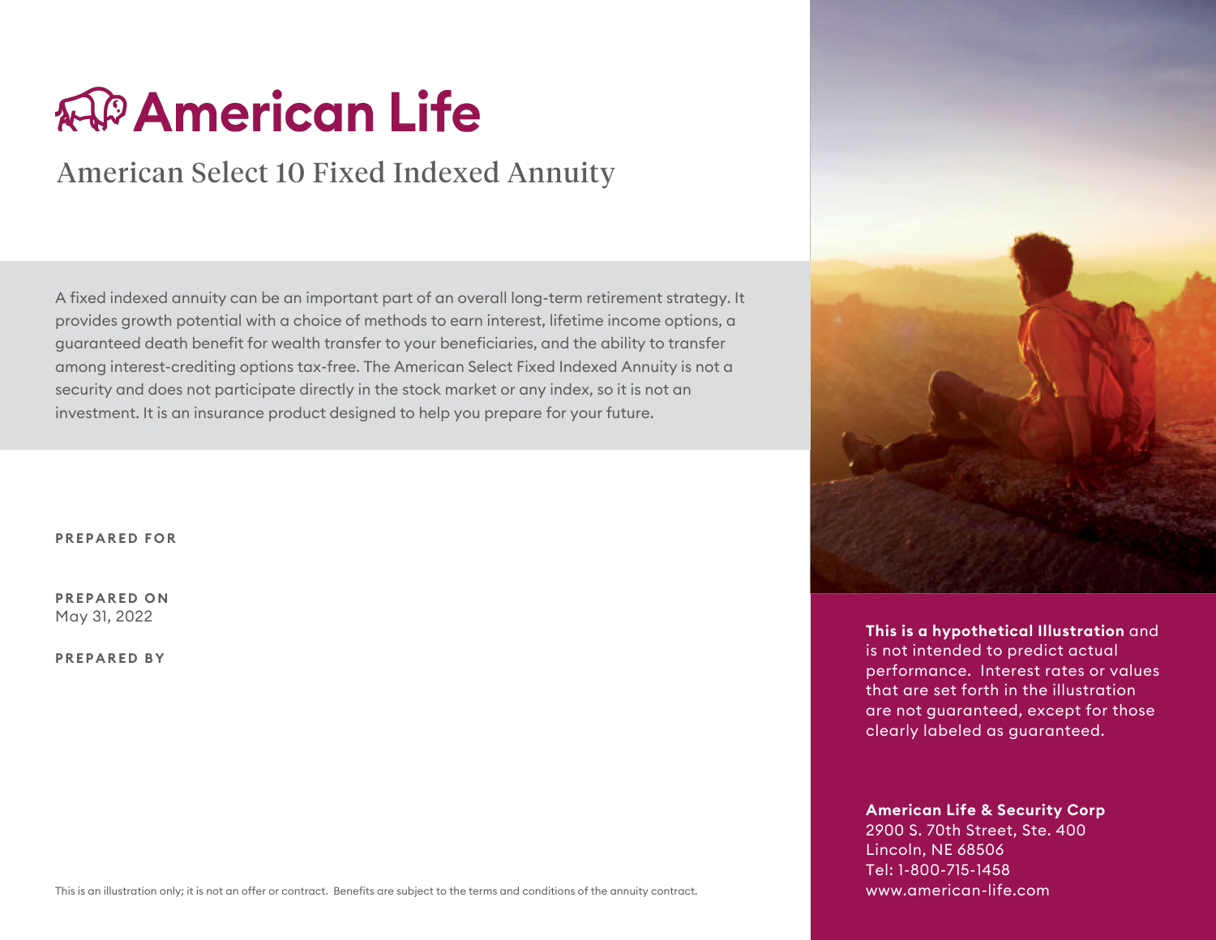# American Life

## American Select 10 Fixed Indexed Annuity

A fixed indexed annuity can be an important part of an overall long-term retirement strategy. It provides growth potential with a choice of methods to earn interest, lifetime income options, a guaranteed death benefit for wealth transfer to your beneficiaries, and the ability to transfer among interest-crediting options tax-free. The American Select Fixed Indexed Annuity is not a security and does not participate directly in the stock market or any index, so it is not an investment. It is an insurance product designed to help you prepare for your future.

**PREPARED FOR**

**PREPARED ON**
May 31, 2022

**PREPARED BY**

**This is a hypothetical Illustration** and is not intended to predict actual performance. Interest rates or values that are set forth in the illustration are not guaranteed, except for those clearly labeled as guaranteed.

**American Life & Security Corp**
2900 S. 70th Street, Ste. 400
Lincoln, NE 68506
Tel: 1-800-715-1458
www.american-life.com

This is an illustration only; it is not an offer or contract. Benefits are subject to the terms and conditions of the annuity contract.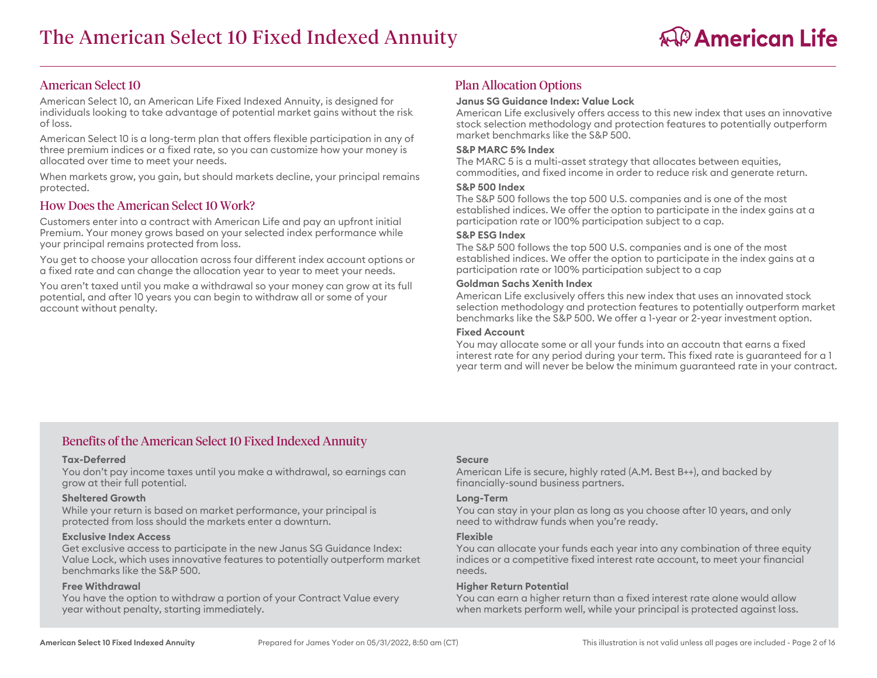# The American Select 10 Fixed Indexed Annuity

## American Select 10

American Select 10, an American Life Fixed Indexed Annuity, is designed for individuals looking to take advantage of potential market gains without the risk of loss.

American Select 10 is a long-term plan that offers flexible participation in any of three premium indices or a fixed rate, so you can customize how your money is allocated over time to meet your needs.

When markets grow, you gain, but should markets decline, your principal remains protected.

## How Does the American Select 10 Work?

Customers enter into a contract with American Life and pay an upfront initial Premium. Your money grows based on your selected index performance while your principal remains protected from loss.

You get to choose your allocation across four different index account options or a fixed rate and can change the allocation year to year to meet your needs.

You aren't taxed until you make a withdrawal so your money can grow at its full potential, and after 10 years you can begin to withdraw all or some of your account without penalty.

## Plan Allocation Options

**Janus SG Guidance Index: Value Lock**
American Life exclusively offers access to this new index that uses an innovative stock selection methodology and protection features to potentially outperform market benchmarks like the S&P 500.

**S&P MARC 5% Index**
The MARC 5 is a multi-asset strategy that allocates between equities, commodities, and fixed income in order to reduce risk and generate return.

**S&P 500 Index**
The S&P 500 follows the top 500 U.S. companies and is one of the most established indices. We offer the option to participate in the index gains at a participation rate or 100% participation subject to a cap.

**S&P ESG Index**
The S&P 500 follows the top 500 U.S. companies and is one of the most established indices. We offer the option to participate in the index gains at a participation rate or 100% participation subject to a cap

**Goldman Sachs Xenith Index**
American Life exclusively offers this new index that uses an innovated stock selection methodology and protection features to potentially outperform market benchmarks like the S&P 500. We offer a 1-year or 2-year investment option.

**Fixed Account**
You may allocate some or all your funds into an accoutn that earns a fixed interest rate for any period during your term. This fixed rate is guaranteed for a 1 year term and will never be below the minimum guaranteed rate in your contract.

## Benefits of the American Select 10 Fixed Indexed Annuity

**Tax-Deferred**
You don't pay income taxes until you make a withdrawal, so earnings can grow at their full potential.

**Sheltered Growth**
While your return is based on market performance, your principal is protected from loss should the markets enter a downturn.

**Exclusive Index Access**
Get exclusive access to participate in the new Janus SG Guidance Index: Value Lock, which uses innovative features to potentially outperform market benchmarks like the S&P 500.

**Free Withdrawal**
You have the option to withdraw a portion of your Contract Value every year without penalty, starting immediately.

**Secure**
American Life is secure, highly rated (A.M. Best B++), and backed by financially-sound business partners.

**Long-Term**
You can stay in your plan as long as you choose after 10 years, and only need to withdraw funds when you're ready.

**Flexible**
You can allocate your funds each year into any combination of three equity indices or a competitive fixed interest rate account, to meet your financial needs.

**Higher Return Potential**
You can earn a higher return than a fixed interest rate alone would allow when markets perform well, while your principal is protected against loss.

Prepared for James Yoder on 05/31/2022, 8:50 am (CT)

This illustration is not valid unless all pages are included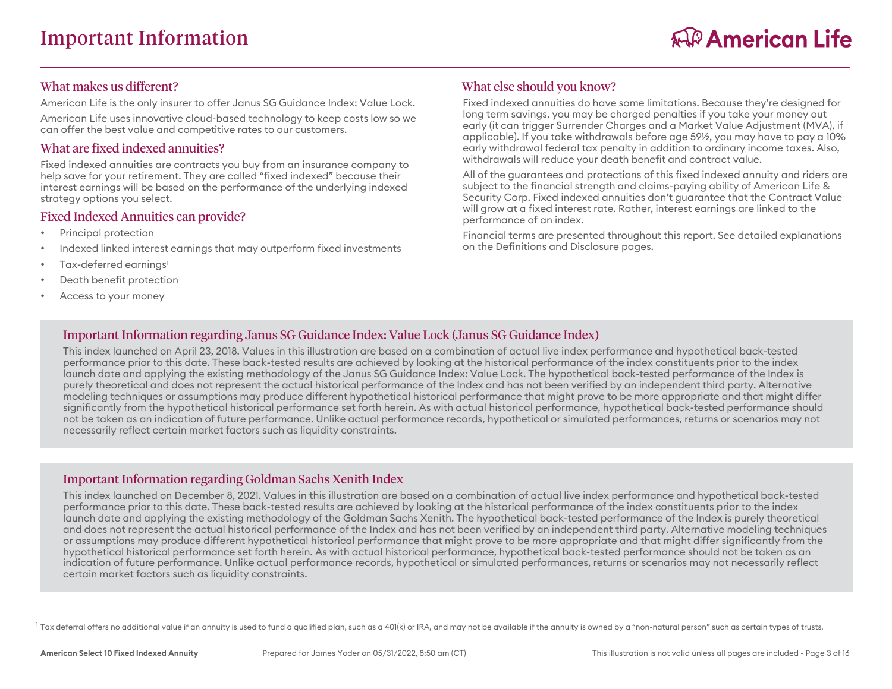# Important Information

## What makes us different?

American Life is the only insurer to offer Janus SG Guidance Index: Value Lock.

American Life uses innovative cloud-based technology to keep costs low so we can offer the best value and competitive rates to our customers.

## What are fixed indexed annuities?

Fixed indexed annuities are contracts you buy from an insurance company to help save for your retirement. They are called "fixed indexed" because their interest earnings will be based on the performance of the underlying indexed strategy options you select.

## Fixed Indexed Annuities can provide?

- Principal protection
- Indexed linked interest earnings that may outperform fixed investments
- Tax-deferred earnings[1]
- Death benefit protection
- Access to your money

## What else should you know?

Fixed indexed annuities do have some limitations. Because they're designed for long term savings, you may be charged penalties if you take your money out early (it can trigger Surrender Charges and a Market Value Adjustment (MVA), if applicable). If you take withdrawals before age 59½, you may have to pay a 10% early withdrawal federal tax penalty in addition to ordinary income taxes. Also, withdrawals will reduce your death benefit and contract value.

All of the guarantees and protections of this fixed indexed annuity and riders are subject to the financial strength and claims-paying ability of American Life & Security Corp. Fixed indexed annuities don't guarantee that the Contract Value will grow at a fixed interest rate. Rather, interest earnings are linked to the performance of an index.

Financial terms are presented throughout this report. See detailed explanations on the Definitions and Disclosure pages.

## Important Information regarding Janus SG Guidance Index: Value Lock (Janus SG Guidance Index)

This index launched on April 23, 2018. Values in this illustration are based on a combination of actual live index performance and hypothetical back-tested performance prior to this date. These back-tested results are achieved by looking at the historical performance of the index constituents prior to the index launch date and applying the existing methodology of the Janus SG Guidance Index: Value Lock. The hypothetical back-tested performance of the Index is purely theoretical and does not represent the actual historical performance of the Index and has not been verified by an independent third party. Alternative modeling techniques or assumptions may produce different hypothetical historical performance that might prove to be more appropriate and that might differ significantly from the hypothetical historical performance set forth herein. As with actual historical performance, hypothetical back-tested performance should not be taken as an indication of future performance. Unlike actual performance records, hypothetical or simulated performances, returns or scenarios may not necessarily reflect certain market factors such as liquidity constraints.

## Important Information regarding Goldman Sachs Xenith Index

This index launched on December 8, 2021. Values in this illustration are based on a combination of actual live index performance and hypothetical back-tested performance prior to this date. These back-tested results are achieved by looking at the historical performance of the index constituents prior to the index launch date and applying the existing methodology of the Goldman Sachs Xenith. The hypothetical back-tested performance of the Index is purely theoretical and does not represent the actual historical performance of the Index and has not been verified by an independent third party. Alternative modeling techniques or assumptions may produce different hypothetical historical performance that might prove to be more appropriate and that might differ significantly from the hypothetical historical performance set forth herein. As with actual historical performance, hypothetical back-tested performance should not be taken as an indication of future performance. Unlike actual performance records, hypothetical or simulated performances, returns or scenarios may not necessarily reflect certain market factors such as liquidity constraints.

[1] Tax deferral offers no additional value if an annuity is used to fund a qualified plan, such as a 401(k) or IRA, and may not be available if the annuity is owned by a "non-natural person" such as certain types of trusts.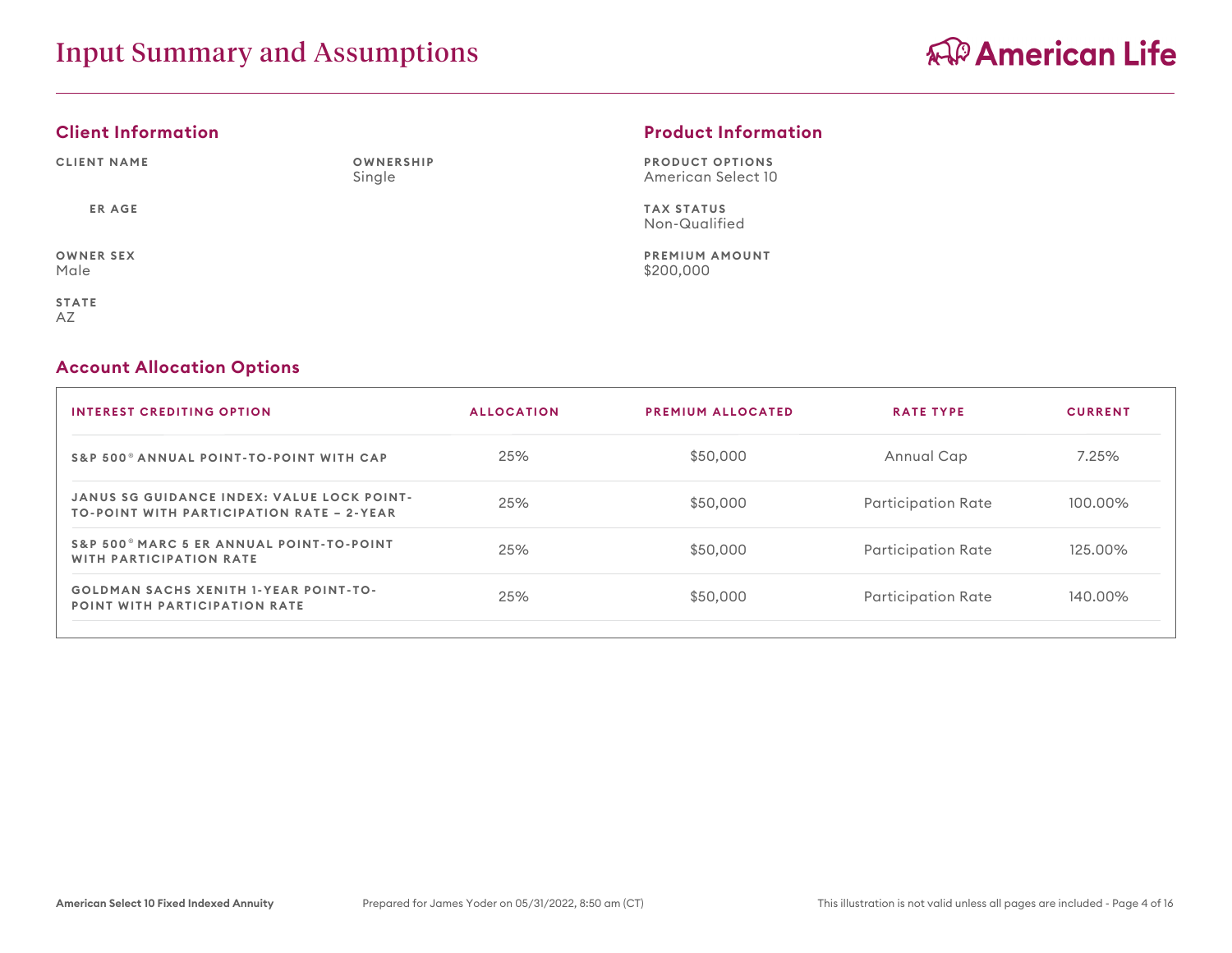# Input Summary and Assumptions

## Client Information

**CLIENT NAME**

**OWNERSHIP**
Single

**ER AGE**

**OWNER SEX**
Male

**STATE**
AZ

## Product Information

**PRODUCT OPTIONS**
American Select 10

**TAX STATUS**
Non-Qualified

**PREMIUM AMOUNT**
$200,000

## Account Allocation Options

| INTEREST CREDITING OPTION | ALLOCATION | PREMIUM ALLOCATED | RATE TYPE | CURRENT |
|---|---|---|---|---|
| S&P 500® ANNUAL POINT-TO-POINT WITH CAP | 25% | $50,000 | Annual Cap | 7.25% |
| JANUS SG GUIDANCE INDEX: VALUE LOCK POINT-TO-POINT WITH PARTICIPATION RATE – 2-YEAR | 25% | $50,000 | Participation Rate | 100.00% |
| S&P 500® MARC 5 ER ANNUAL POINT-TO-POINT WITH PARTICIPATION RATE | 25% | $50,000 | Participation Rate | 125.00% |
| GOLDMAN SACHS XENITH 1-YEAR POINT-TO-POINT WITH PARTICIPATION RATE | 25% | $50,000 | Participation Rate | 140.00% |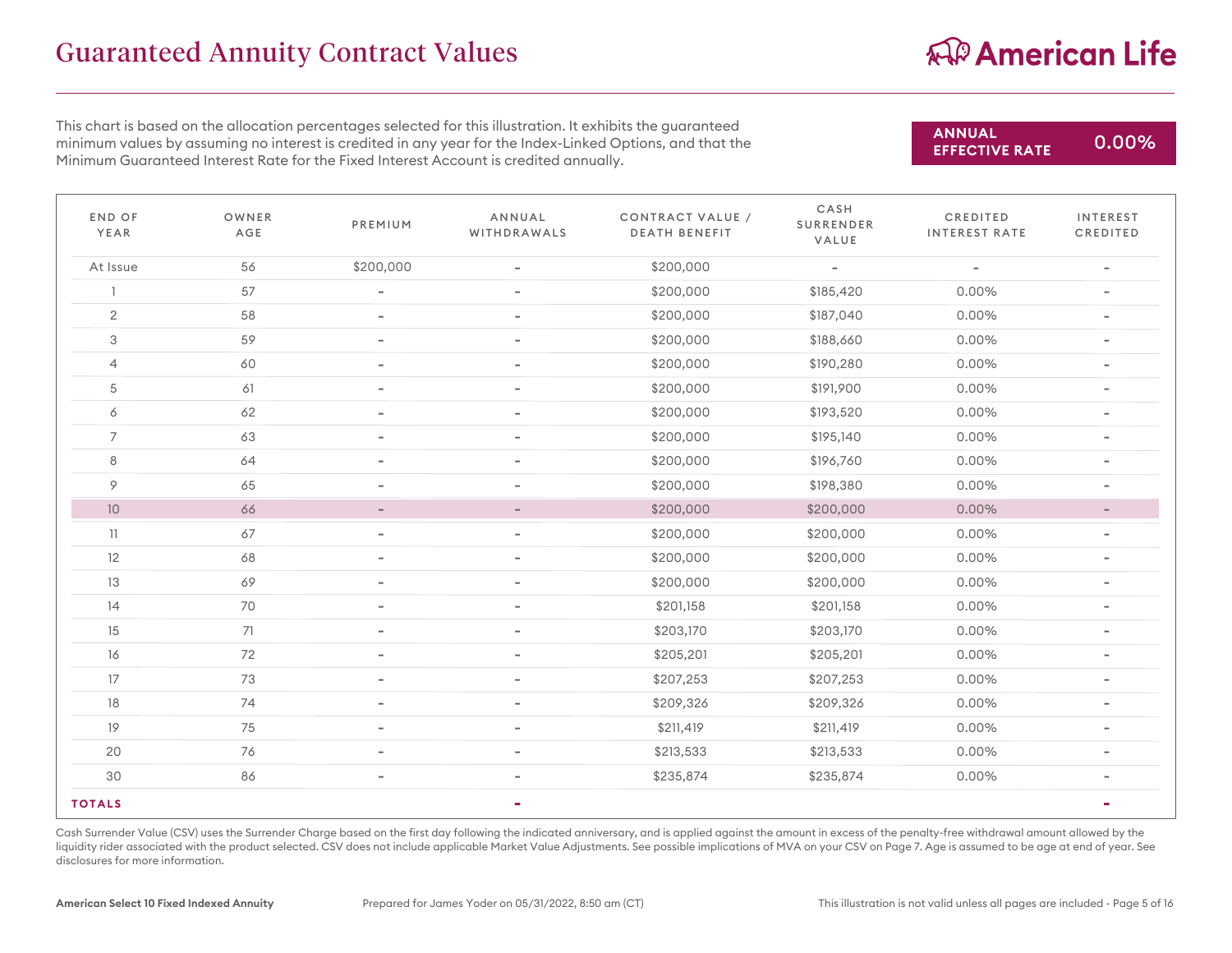# Guaranteed Annuity Contract Values

**American Life**

This chart is based on the allocation percentages selected for this illustration. It exhibits the guaranteed minimum values by assuming no interest is credited in any year for the Index-Linked Options, and that the Minimum Guaranteed Interest Rate for the Fixed Interest Account is credited annually.

**ANNUAL EFFECTIVE RATE** **0.00%**

| END OF YEAR | OWNER AGE | PREMIUM | ANNUAL WITHDRAWALS | CONTRACT VALUE / DEATH BENEFIT | CASH SURRENDER VALUE | CREDITED INTEREST RATE | INTEREST CREDITED |
|---|---|---|---|---|---|---|---|
| At Issue | 56 | $200,000 | - | $200,000 | - | - | - |
| 1 | 57 | - | - | $200,000 | $185,420 | 0.00% | - |
| 2 | 58 | - | - | $200,000 | $187,040 | 0.00% | - |
| 3 | 59 | - | - | $200,000 | $188,660 | 0.00% | - |
| 4 | 60 | - | - | $200,000 | $190,280 | 0.00% | - |
| 5 | 61 | - | - | $200,000 | $191,900 | 0.00% | - |
| 6 | 62 | - | - | $200,000 | $193,520 | 0.00% | - |
| 7 | 63 | - | - | $200,000 | $195,140 | 0.00% | - |
| 8 | 64 | - | - | $200,000 | $196,760 | 0.00% | - |
| 9 | 65 | - | - | $200,000 | $198,380 | 0.00% | - |
| 10 | 66 | - | - | $200,000 | $200,000 | 0.00% | - |
| 11 | 67 | - | - | $200,000 | $200,000 | 0.00% | - |
| 12 | 68 | - | - | $200,000 | $200,000 | 0.00% | - |
| 13 | 69 | - | - | $200,000 | $200,000 | 0.00% | - |
| 14 | 70 | - | - | $201,158 | $201,158 | 0.00% | - |
| 15 | 71 | - | - | $203,170 | $203,170 | 0.00% | - |
| 16 | 72 | - | - | $205,201 | $205,201 | 0.00% | - |
| 17 | 73 | - | - | $207,253 | $207,253 | 0.00% | - |
| 18 | 74 | - | - | $209,326 | $209,326 | 0.00% | - |
| 19 | 75 | - | - | $211,419 | $211,419 | 0.00% | - |
| 20 | 76 | - | - | $213,533 | $213,533 | 0.00% | - |
| 30 | 86 | - | - | $235,874 | $235,874 | 0.00% | - |
| **TOTALS** | | | - | | | | - |

Cash Surrender Value (CSV) uses the Surrender Charge based on the first day following the indicated anniversary, and is applied against the amount in excess of the penalty-free withdrawal amount allowed by the liquidity rider associated with the product selected. CSV does not include applicable Market Value Adjustments. See possible implications of MVA on your CSV on Page 7. Age is assumed to be age at end of year. See disclosures for more information.

**American Select 10 Fixed Indexed Annuity** Prepared for James Yoder on 05/31/2022, 8:50 am (CT) This illustration is not valid unless all pages are included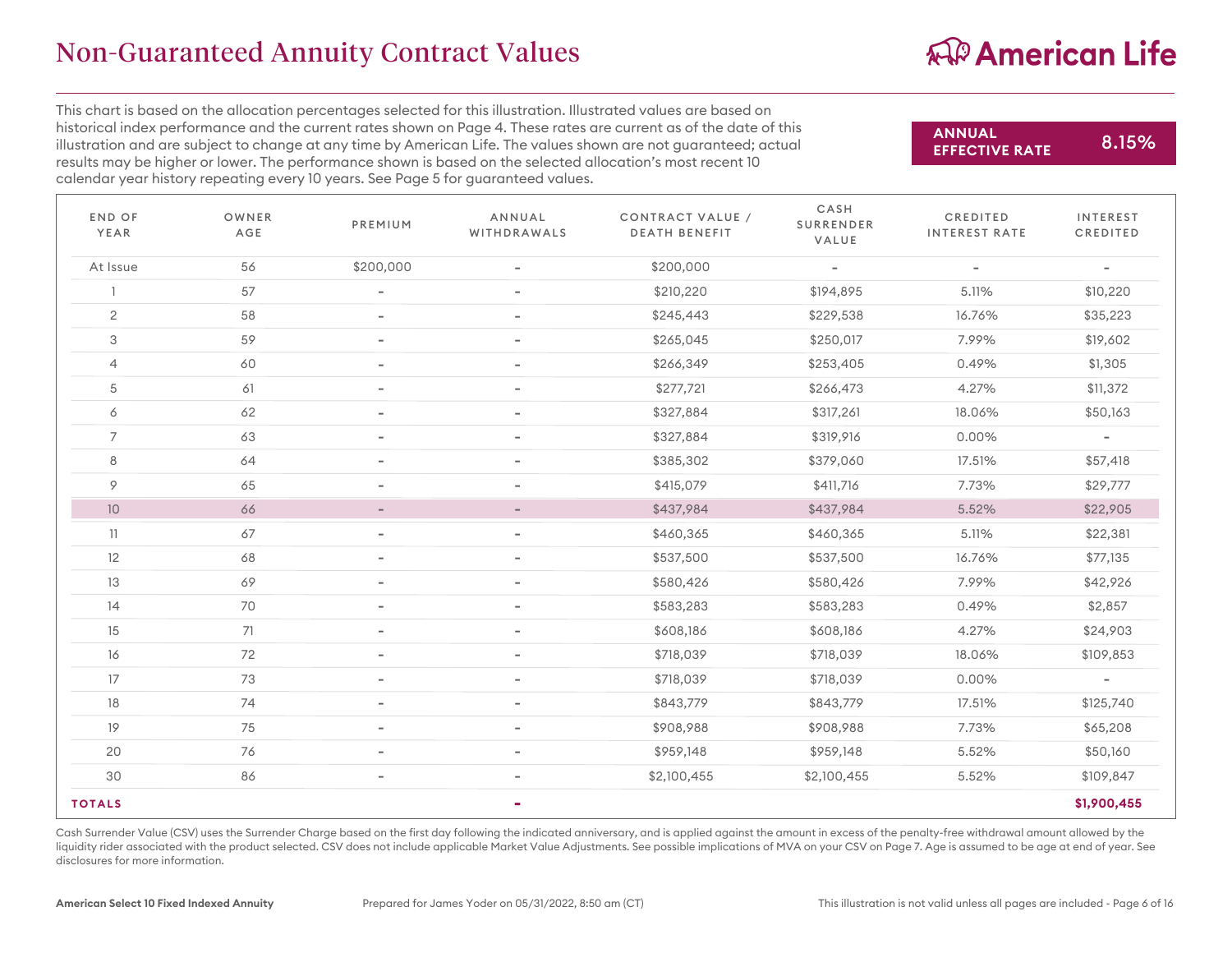# Non-Guaranteed Annuity Contract Values

American Life

This chart is based on the allocation percentages selected for this illustration. Illustrated values are based on historical index performance and the current rates shown on Page 4. These rates are current as of the date of this illustration and are subject to change at any time by American Life. The values shown are not guaranteed; actual results may be higher or lower. The performance shown is based on the selected allocation's most recent 10 calendar year history repeating every 10 years. See Page 5 for guaranteed values.

**ANNUAL EFFECTIVE RATE** **8.15%**

| END OF YEAR | OWNER AGE | PREMIUM | ANNUAL WITHDRAWALS | CONTRACT VALUE / DEATH BENEFIT | CASH SURRENDER VALUE | CREDITED INTEREST RATE | INTEREST CREDITED |
|---|---|---|---|---|---|---|---|
| At Issue | 56 | $200,000 | - | $200,000 | - | - | - |
| 1 | 57 | - | - | $210,220 | $194,895 | 5.11% | $10,220 |
| 2 | 58 | - | - | $245,443 | $229,538 | 16.76% | $35,223 |
| 3 | 59 | - | - | $265,045 | $250,017 | 7.99% | $19,602 |
| 4 | 60 | - | - | $266,349 | $253,405 | 0.49% | $1,305 |
| 5 | 61 | - | - | $277,721 | $266,473 | 4.27% | $11,372 |
| 6 | 62 | - | - | $327,884 | $317,261 | 18.06% | $50,163 |
| 7 | 63 | - | - | $327,884 | $319,916 | 0.00% | - |
| 8 | 64 | - | - | $385,302 | $379,060 | 17.51% | $57,418 |
| 9 | 65 | - | - | $415,079 | $411,716 | 7.73% | $29,777 |
| 10 | 66 | - | - | $437,984 | $437,984 | 5.52% | $22,905 |
| 11 | 67 | - | - | $460,365 | $460,365 | 5.11% | $22,381 |
| 12 | 68 | - | - | $537,500 | $537,500 | 16.76% | $77,135 |
| 13 | 69 | - | - | $580,426 | $580,426 | 7.99% | $42,926 |
| 14 | 70 | - | - | $583,283 | $583,283 | 0.49% | $2,857 |
| 15 | 71 | - | - | $608,186 | $608,186 | 4.27% | $24,903 |
| 16 | 72 | - | - | $718,039 | $718,039 | 18.06% | $109,853 |
| 17 | 73 | - | - | $718,039 | $718,039 | 0.00% | - |
| 18 | 74 | - | - | $843,779 | $843,779 | 17.51% | $125,740 |
| 19 | 75 | - | - | $908,988 | $908,988 | 7.73% | $65,208 |
| 20 | 76 | - | - | $959,148 | $959,148 | 5.52% | $50,160 |
| 30 | 86 | - | - | $2,100,455 | $2,100,455 | 5.52% | $109,847 |
| **TOTALS** | | | **-** | | | | **$1,900,455** |

Cash Surrender Value (CSV) uses the Surrender Charge based on the first day following the indicated anniversary, and is applied against the amount in excess of the penalty-free withdrawal amount allowed by the liquidity rider associated with the product selected. CSV does not include applicable Market Value Adjustments. See possible implications of MVA on your CSV on Page 7. Age is assumed to be age at end of year. See disclosures for more information.

**American Select 10 Fixed Indexed Annuity** Prepared for James Yoder on 05/31/2022, 8:50 am (CT) This illustration is not valid unless all pages are included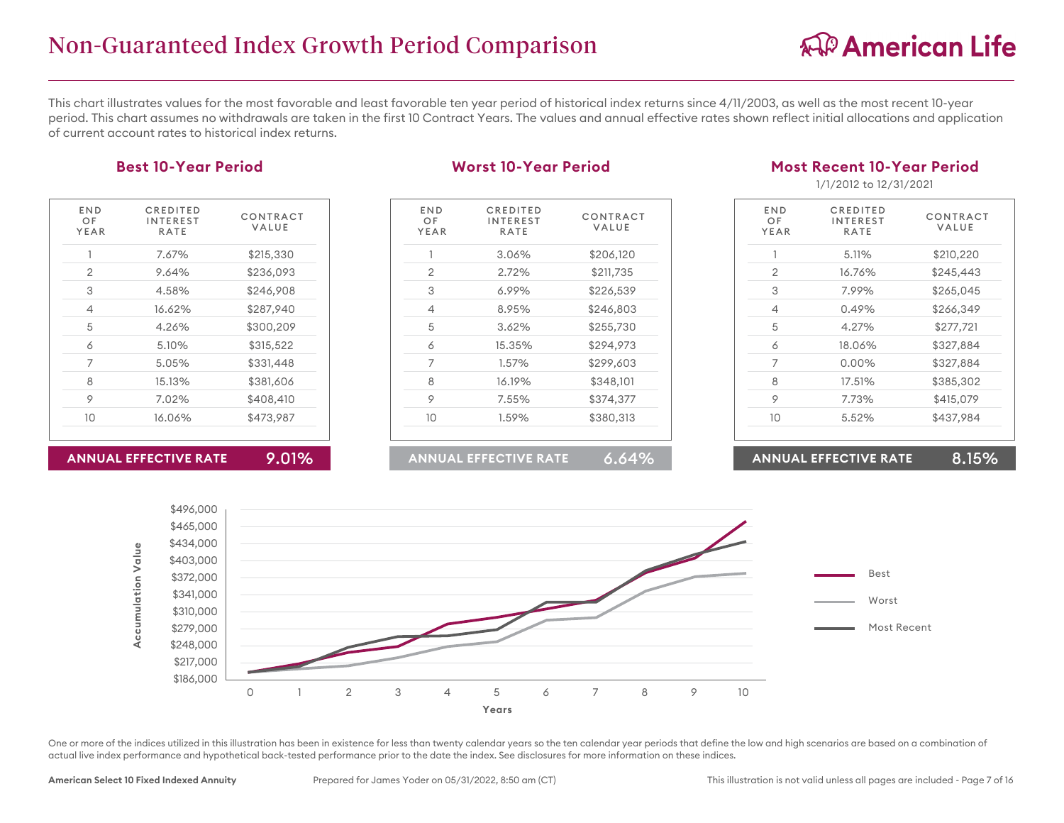# Non-Guaranteed Index Growth Period Comparison

This chart illustrates values for the most favorable and least favorable ten year period of historical index returns since 4/11/2003, as well as the most recent 10-year period. This chart assumes no withdrawals are taken in the first 10 Contract Years. The values and annual effective rates shown reflect initial allocations and application of current account rates to historical index returns.

## Best 10-Year Period

| END OF YEAR | CREDITED INTEREST RATE | CONTRACT VALUE |
|---|---|---|
| 1 | 7.67% | $215,330 |
| 2 | 9.64% | $236,093 |
| 3 | 4.58% | $246,908 |
| 4 | 16.62% | $287,940 |
| 5 | 4.26% | $300,209 |
| 6 | 5.10% | $315,522 |
| 7 | 5.05% | $331,448 |
| 8 | 15.13% | $381,606 |
| 9 | 7.02% | $408,410 |
| 10 | 16.06% | $473,987 |

**ANNUAL EFFECTIVE RATE 9.01%**

## Worst 10-Year Period

| END OF YEAR | CREDITED INTEREST RATE | CONTRACT VALUE |
|---|---|---|
| 1 | 3.06% | $206,120 |
| 2 | 2.72% | $211,735 |
| 3 | 6.99% | $226,539 |
| 4 | 8.95% | $246,803 |
| 5 | 3.62% | $255,730 |
| 6 | 15.35% | $294,973 |
| 7 | 1.57% | $299,603 |
| 8 | 16.19% | $348,101 |
| 9 | 7.55% | $374,377 |
| 10 | 1.59% | $380,313 |

**ANNUAL EFFECTIVE RATE 6.64%**

## Most Recent 10-Year Period

1/1/2012 to 12/31/2021

| END OF YEAR | CREDITED INTEREST RATE | CONTRACT VALUE |
|---|---|---|
| 1 | 5.11% | $210,220 |
| 2 | 16.76% | $245,443 |
| 3 | 7.99% | $265,045 |
| 4 | 0.49% | $266,349 |
| 5 | 4.27% | $277,721 |
| 6 | 18.06% | $327,884 |
| 7 | 0.00% | $327,884 |
| 8 | 17.51% | $385,302 |
| 9 | 7.73% | $415,079 |
| 10 | 5.52% | $437,984 |

**ANNUAL EFFECTIVE RATE 8.15%**

One or more of the indices utilized in this illustration has been in existence for less than twenty calendar years so the ten calendar year periods that define the low and high scenarios are based on a combination of actual live index performance and hypothetical back-tested performance prior to the date the index. See disclosures for more information on these indices.

**American Select 10 Fixed Indexed Annuity** Prepared for James Yoder on 05/31/2022, 8:50 am (CT) This illustration is not valid unless all pages are included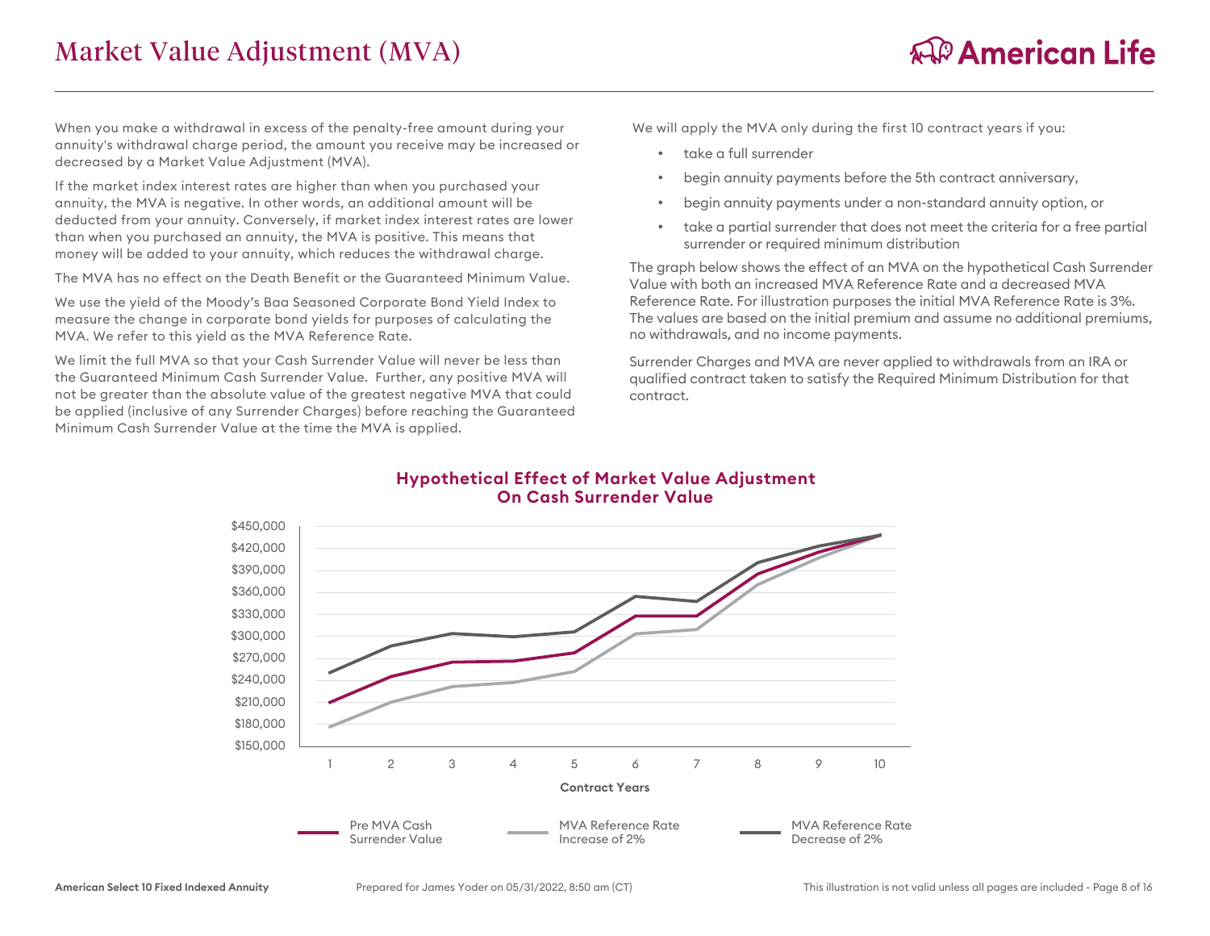# Market Value Adjustment (MVA)

When you make a withdrawal in excess of the penalty-free amount during your annuity's withdrawal charge period, the amount you receive may be increased or decreased by a Market Value Adjustment (MVA).

If the market index interest rates are higher than when you purchased your annuity, the MVA is negative. In other words, an additional amount will be deducted from your annuity. Conversely, if market index interest rates are lower than when you purchased an annuity, the MVA is positive. This means that money will be added to your annuity, which reduces the withdrawal charge.

The MVA has no effect on the Death Benefit or the Guaranteed Minimum Value.

We use the yield of the Moody's Baa Seasoned Corporate Bond Yield Index to measure the change in corporate bond yields for purposes of calculating the MVA. We refer to this yield as the MVA Reference Rate.

We limit the full MVA so that your Cash Surrender Value will never be less than the Guaranteed Minimum Cash Surrender Value. Further, any positive MVA will not be greater than the absolute value of the greatest negative MVA that could be applied (inclusive of any Surrender Charges) before reaching the Guaranteed Minimum Cash Surrender Value at the time the MVA is applied.

We will apply the MVA only during the first 10 contract years if you:

- take a full surrender
- begin annuity payments before the 5th contract anniversary,
- begin annuity payments under a non-standard annuity option, or
- take a partial surrender that does not meet the criteria for a free partial surrender or required minimum distribution

The graph below shows the effect of an MVA on the hypothetical Cash Surrender Value with both an increased MVA Reference Rate and a decreased MVA Reference Rate. For illustration purposes the initial MVA Reference Rate is 3%. The values are based on the initial premium and assume no additional premiums, no withdrawals, and no income payments.

Surrender Charges and MVA are never applied to withdrawals from an IRA or qualified contract taken to satisfy the Required Minimum Distribution for that contract.

**Hypothetical Effect of Market Value Adjustment On Cash Surrender Value**

Contract Years: 1–10; Y-axis: $150,000 – $450,000

Legend: Pre MVA Cash Surrender Value; MVA Reference Rate Increase of 2%; MVA Reference Rate Decrease of 2%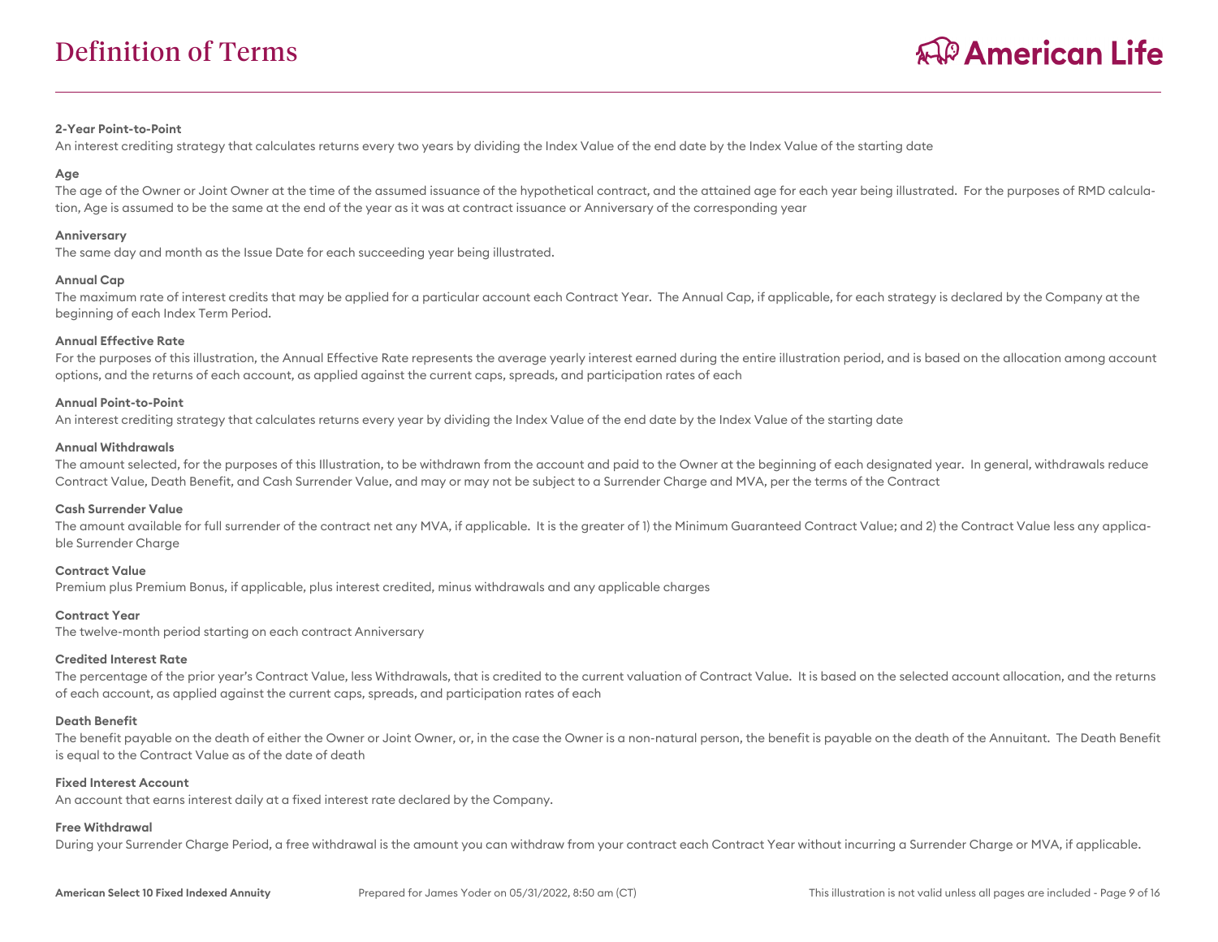# Definition of Terms

**2-Year Point-to-Point**
An interest crediting strategy that calculates returns every two years by dividing the Index Value of the end date by the Index Value of the starting date

**Age**
The age of the Owner or Joint Owner at the time of the assumed issuance of the hypothetical contract, and the attained age for each year being illustrated. For the purposes of RMD calculation, Age is assumed to be the same at the end of the year as it was at contract issuance or Anniversary of the corresponding year

**Anniversary**
The same day and month as the Issue Date for each succeeding year being illustrated.

**Annual Cap**
The maximum rate of interest credits that may be applied for a particular account each Contract Year. The Annual Cap, if applicable, for each strategy is declared by the Company at the beginning of each Index Term Period.

**Annual Effective Rate**
For the purposes of this illustration, the Annual Effective Rate represents the average yearly interest earned during the entire illustration period, and is based on the allocation among account options, and the returns of each account, as applied against the current caps, spreads, and participation rates of each

**Annual Point-to-Point**
An interest crediting strategy that calculates returns every year by dividing the Index Value of the end date by the Index Value of the starting date

**Annual Withdrawals**
The amount selected, for the purposes of this Illustration, to be withdrawn from the account and paid to the Owner at the beginning of each designated year. In general, withdrawals reduce Contract Value, Death Benefit, and Cash Surrender Value, and may or may not be subject to a Surrender Charge and MVA, per the terms of the Contract

**Cash Surrender Value**
The amount available for full surrender of the contract net any MVA, if applicable. It is the greater of 1) the Minimum Guaranteed Contract Value; and 2) the Contract Value less any applicable Surrender Charge

**Contract Value**
Premium plus Premium Bonus, if applicable, plus interest credited, minus withdrawals and any applicable charges

**Contract Year**
The twelve-month period starting on each contract Anniversary

**Credited Interest Rate**
The percentage of the prior year's Contract Value, less Withdrawals, that is credited to the current valuation of Contract Value. It is based on the selected account allocation, and the returns of each account, as applied against the current caps, spreads, and participation rates of each

**Death Benefit**
The benefit payable on the death of either the Owner or Joint Owner, or, in the case the Owner is a non-natural person, the benefit is payable on the death of the Annuitant. The Death Benefit is equal to the Contract Value as of the date of death

**Fixed Interest Account**
An account that earns interest daily at a fixed interest rate declared by the Company.

**Free Withdrawal**
During your Surrender Charge Period, a free withdrawal is the amount you can withdraw from your contract each Contract Year without incurring a Surrender Charge or MVA, if applicable.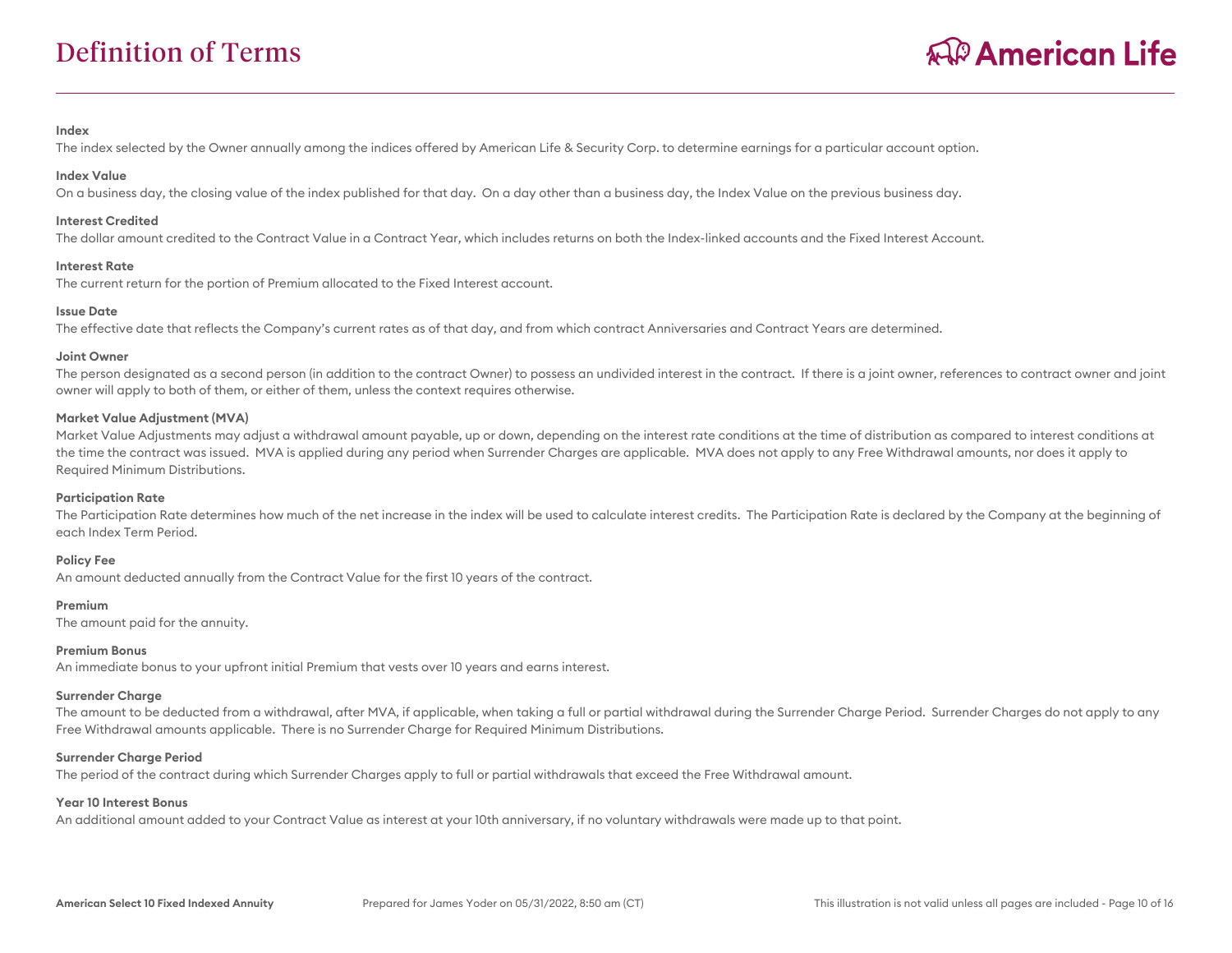# Definition of Terms

**Index**
The index selected by the Owner annually among the indices offered by American Life & Security Corp. to determine earnings for a particular account option.

**Index Value**
On a business day, the closing value of the index published for that day. On a day other than a business day, the Index Value on the previous business day.

**Interest Credited**
The dollar amount credited to the Contract Value in a Contract Year, which includes returns on both the Index-linked accounts and the Fixed Interest Account.

**Interest Rate**
The current return for the portion of Premium allocated to the Fixed Interest account.

**Issue Date**
The effective date that reflects the Company's current rates as of that day, and from which contract Anniversaries and Contract Years are determined.

**Joint Owner**
The person designated as a second person (in addition to the contract Owner) to possess an undivided interest in the contract. If there is a joint owner, references to contract owner and joint owner will apply to both of them, or either of them, unless the context requires otherwise.

**Market Value Adjustment (MVA)**
Market Value Adjustments may adjust a withdrawal amount payable, up or down, depending on the interest rate conditions at the time of distribution as compared to interest conditions at the time the contract was issued. MVA is applied during any period when Surrender Charges are applicable. MVA does not apply to any Free Withdrawal amounts, nor does it apply to Required Minimum Distributions.

**Participation Rate**
The Participation Rate determines how much of the net increase in the index will be used to calculate interest credits. The Participation Rate is declared by the Company at the beginning of each Index Term Period.

**Policy Fee**
An amount deducted annually from the Contract Value for the first 10 years of the contract.

**Premium**
The amount paid for the annuity.

**Premium Bonus**
An immediate bonus to your upfront initial Premium that vests over 10 years and earns interest.

**Surrender Charge**
The amount to be deducted from a withdrawal, after MVA, if applicable, when taking a full or partial withdrawal during the Surrender Charge Period. Surrender Charges do not apply to any Free Withdrawal amounts applicable. There is no Surrender Charge for Required Minimum Distributions.

**Surrender Charge Period**
The period of the contract during which Surrender Charges apply to full or partial withdrawals that exceed the Free Withdrawal amount.

**Year 10 Interest Bonus**
An additional amount added to your Contract Value as interest at your 10th anniversary, if no voluntary withdrawals were made up to that point.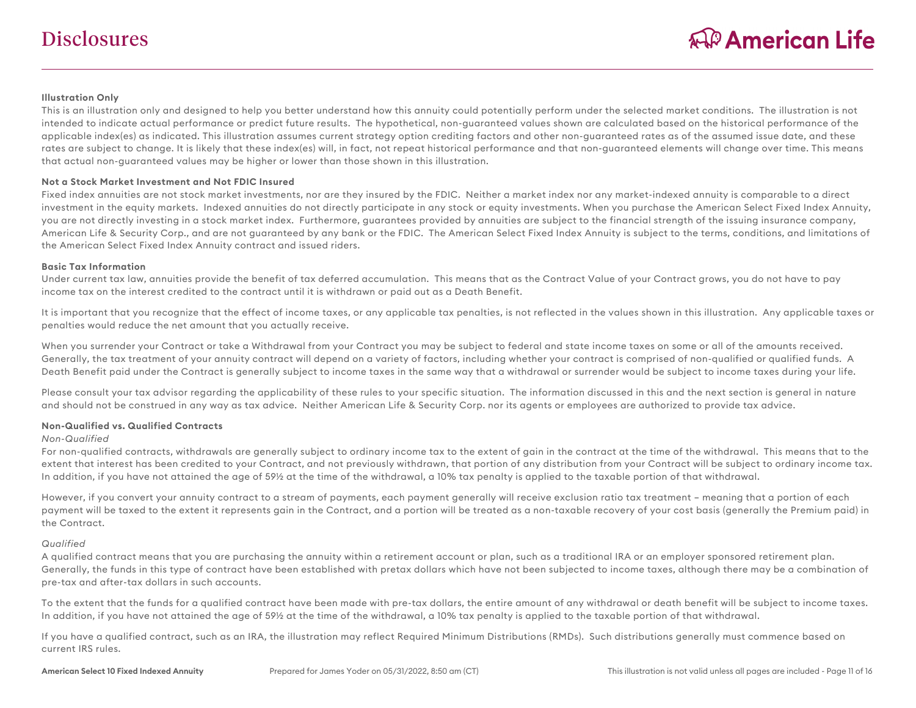# Disclosures

**Illustration Only**

This is an illustration only and designed to help you better understand how this annuity could potentially perform under the selected market conditions. The illustration is not intended to indicate actual performance or predict future results. The hypothetical, non-guaranteed values shown are calculated based on the historical performance of the applicable index(es) as indicated. This illustration assumes current strategy option crediting factors and other non-guaranteed rates as of the assumed issue date, and these rates are subject to change. It is likely that these index(es) will, in fact, not repeat historical performance and that non-guaranteed elements will change over time. This means that actual non-guaranteed values may be higher or lower than those shown in this illustration.

**Not a Stock Market Investment and Not FDIC Insured**

Fixed index annuities are not stock market investments, nor are they insured by the FDIC. Neither a market index nor any market-indexed annuity is comparable to a direct investment in the equity markets. Indexed annuities do not directly participate in any stock or equity investments. When you purchase the American Select Fixed Index Annuity, you are not directly investing in a stock market index. Furthermore, guarantees provided by annuities are subject to the financial strength of the issuing insurance company, American Life & Security Corp., and are not guaranteed by any bank or the FDIC. The American Select Fixed Index Annuity is subject to the terms, conditions, and limitations of the American Select Fixed Index Annuity contract and issued riders.

**Basic Tax Information**

Under current tax law, annuities provide the benefit of tax deferred accumulation. This means that as the Contract Value of your Contract grows, you do not have to pay income tax on the interest credited to the contract until it is withdrawn or paid out as a Death Benefit.

It is important that you recognize that the effect of income taxes, or any applicable tax penalties, is not reflected in the values shown in this illustration. Any applicable taxes or penalties would reduce the net amount that you actually receive.

When you surrender your Contract or take a Withdrawal from your Contract you may be subject to federal and state income taxes on some or all of the amounts received. Generally, the tax treatment of your annuity contract will depend on a variety of factors, including whether your contract is comprised of non-qualified or qualified funds. A Death Benefit paid under the Contract is generally subject to income taxes in the same way that a withdrawal or surrender would be subject to income taxes during your life.

Please consult your tax advisor regarding the applicability of these rules to your specific situation. The information discussed in this and the next section is general in nature and should not be construed in any way as tax advice. Neither American Life & Security Corp. nor its agents or employees are authorized to provide tax advice.

**Non-Qualified vs. Qualified Contracts**

*Non-Qualified*

For non-qualified contracts, withdrawals are generally subject to ordinary income tax to the extent of gain in the contract at the time of the withdrawal. This means that to the extent that interest has been credited to your Contract, and not previously withdrawn, that portion of any distribution from your Contract will be subject to ordinary income tax. In addition, if you have not attained the age of 59½ at the time of the withdrawal, a 10% tax penalty is applied to the taxable portion of that withdrawal.

However, if you convert your annuity contract to a stream of payments, each payment generally will receive exclusion ratio tax treatment – meaning that a portion of each payment will be taxed to the extent it represents gain in the Contract, and a portion will be treated as a non-taxable recovery of your cost basis (generally the Premium paid) in the Contract.

*Qualified*

A qualified contract means that you are purchasing the annuity within a retirement account or plan, such as a traditional IRA or an employer sponsored retirement plan. Generally, the funds in this type of contract have been established with pretax dollars which have not been subjected to income taxes, although there may be a combination of pre-tax and after-tax dollars in such accounts.

To the extent that the funds for a qualified contract have been made with pre-tax dollars, the entire amount of any withdrawal or death benefit will be subject to income taxes. In addition, if you have not attained the age of 59½ at the time of the withdrawal, a 10% tax penalty is applied to the taxable portion of that withdrawal.

If you have a qualified contract, such as an IRA, the illustration may reflect Required Minimum Distributions (RMDs). Such distributions generally must commence based on current IRS rules.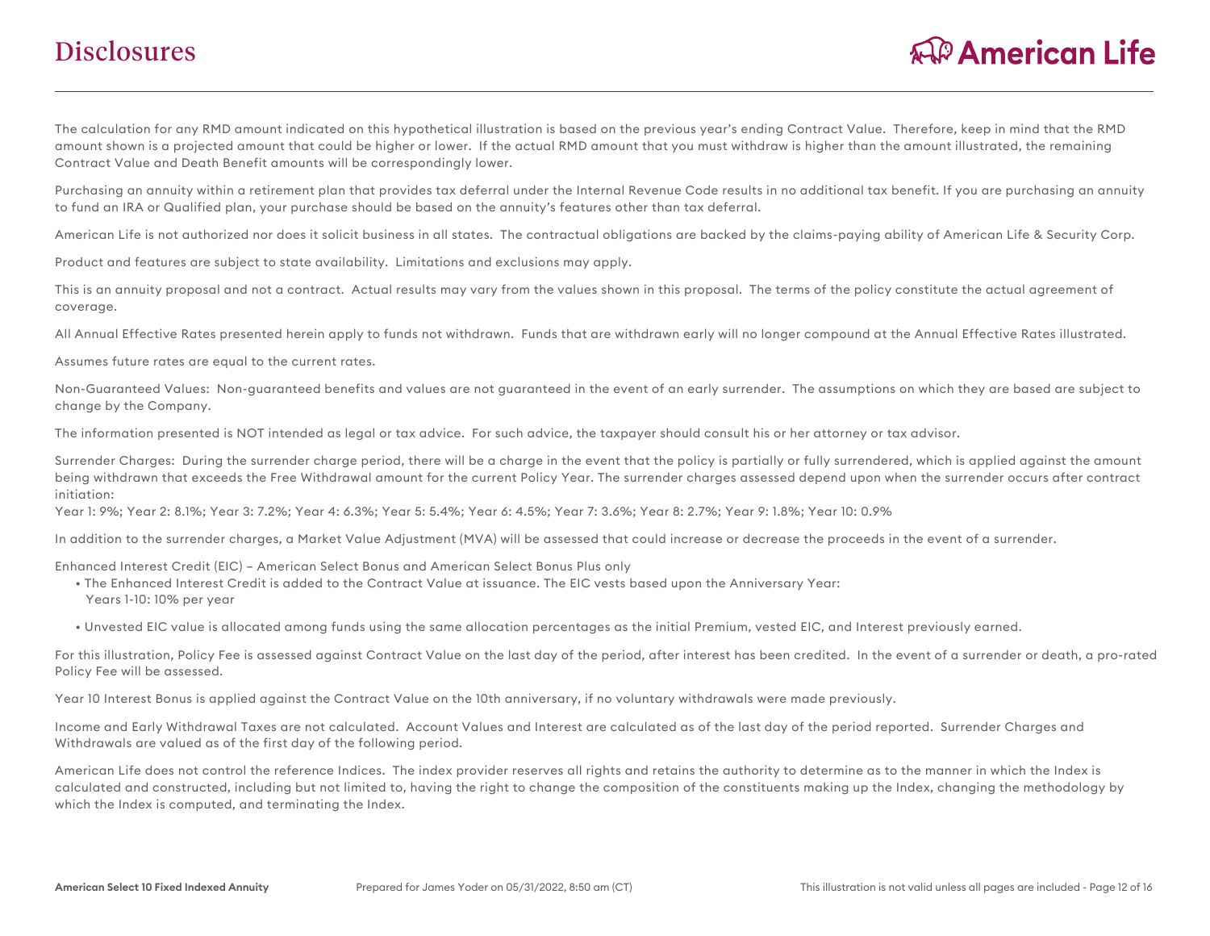# Disclosures

The calculation for any RMD amount indicated on this hypothetical illustration is based on the previous year's ending Contract Value. Therefore, keep in mind that the RMD amount shown is a projected amount that could be higher or lower. If the actual RMD amount that you must withdraw is higher than the amount illustrated, the remaining Contract Value and Death Benefit amounts will be correspondingly lower.

Purchasing an annuity within a retirement plan that provides tax deferral under the Internal Revenue Code results in no additional tax benefit. If you are purchasing an annuity to fund an IRA or Qualified plan, your purchase should be based on the annuity's features other than tax deferral.

American Life is not authorized nor does it solicit business in all states. The contractual obligations are backed by the claims-paying ability of American Life & Security Corp.

Product and features are subject to state availability. Limitations and exclusions may apply.

This is an annuity proposal and not a contract. Actual results may vary from the values shown in this proposal. The terms of the policy constitute the actual agreement of coverage.

All Annual Effective Rates presented herein apply to funds not withdrawn. Funds that are withdrawn early will no longer compound at the Annual Effective Rates illustrated.

Assumes future rates are equal to the current rates.

Non-Guaranteed Values: Non-guaranteed benefits and values are not guaranteed in the event of an early surrender. The assumptions on which they are based are subject to change by the Company.

The information presented is NOT intended as legal or tax advice. For such advice, the taxpayer should consult his or her attorney or tax advisor.

Surrender Charges: During the surrender charge period, there will be a charge in the event that the policy is partially or fully surrendered, which is applied against the amount being withdrawn that exceeds the Free Withdrawal amount for the current Policy Year. The surrender charges assessed depend upon when the surrender occurs after contract initiation:
Year 1: 9%; Year 2: 8.1%; Year 3: 7.2%; Year 4: 6.3%; Year 5: 5.4%; Year 6: 4.5%; Year 7: 3.6%; Year 8: 2.7%; Year 9: 1.8%; Year 10: 0.9%

In addition to the surrender charges, a Market Value Adjustment (MVA) will be assessed that could increase or decrease the proceeds in the event of a surrender.

Enhanced Interest Credit (EIC) – American Select Bonus and American Select Bonus Plus only

- The Enhanced Interest Credit is added to the Contract Value at issuance. The EIC vests based upon the Anniversary Year:
  Years 1-10: 10% per year
- Unvested EIC value is allocated among funds using the same allocation percentages as the initial Premium, vested EIC, and Interest previously earned.

For this illustration, Policy Fee is assessed against Contract Value on the last day of the period, after interest has been credited. In the event of a surrender or death, a pro-rated Policy Fee will be assessed.

Year 10 Interest Bonus is applied against the Contract Value on the 10th anniversary, if no voluntary withdrawals were made previously.

Income and Early Withdrawal Taxes are not calculated. Account Values and Interest are calculated as of the last day of the period reported. Surrender Charges and Withdrawals are valued as of the first day of the following period.

American Life does not control the reference Indices. The index provider reserves all rights and retains the authority to determine as to the manner in which the Index is calculated and constructed, including but not limited to, having the right to change the composition of the constituents making up the Index, changing the methodology by which the Index is computed, and terminating the Index.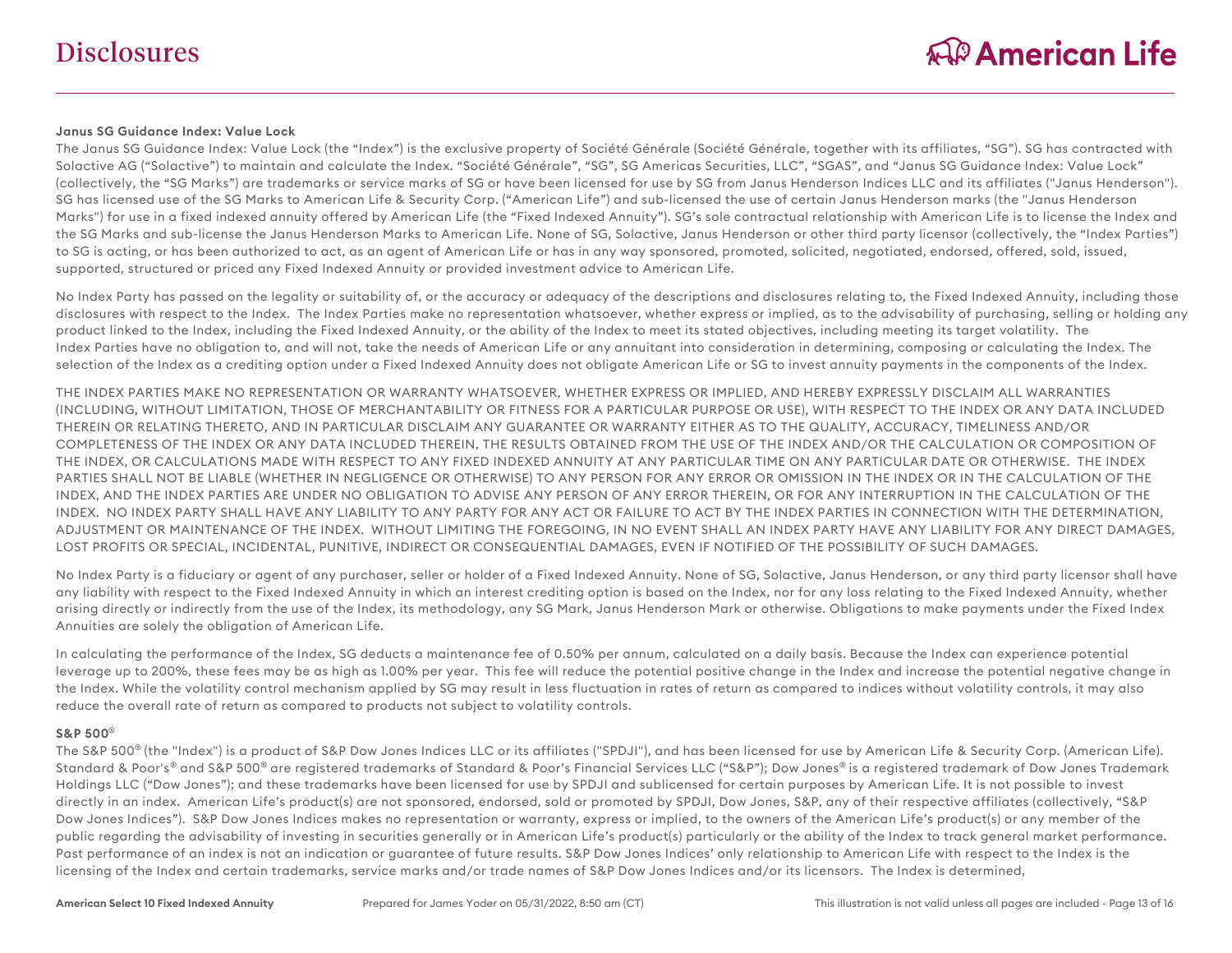# Disclosures

**Janus SG Guidance Index: Value Lock**

The Janus SG Guidance Index: Value Lock (the "Index") is the exclusive property of Société Générale (Société Générale, together with its affiliates, "SG"). SG has contracted with Solactive AG ("Solactive") to maintain and calculate the Index. "Société Générale", "SG", SG Americas Securities, LLC", "SGAS", and "Janus SG Guidance Index: Value Lock" (collectively, the "SG Marks") are trademarks or service marks of SG or have been licensed for use by SG from Janus Henderson Indices LLC and its affiliates ("Janus Henderson"). SG has licensed use of the SG Marks to American Life & Security Corp. ("American Life") and sub-licensed the use of certain Janus Henderson marks (the "Janus Henderson Marks") for use in a fixed indexed annuity offered by American Life (the "Fixed Indexed Annuity"). SG's sole contractual relationship with American Life is to license the Index and the SG Marks and sub-license the Janus Henderson Marks to American Life. None of SG, Solactive, Janus Henderson or other third party licensor (collectively, the "Index Parties") to SG is acting, or has been authorized to act, as an agent of American Life or has in any way sponsored, promoted, solicited, negotiated, endorsed, offered, sold, issued, supported, structured or priced any Fixed Indexed Annuity or provided investment advice to American Life.

No Index Party has passed on the legality or suitability of, or the accuracy or adequacy of the descriptions and disclosures relating to, the Fixed Indexed Annuity, including those disclosures with respect to the Index. The Index Parties make no representation whatsoever, whether express or implied, as to the advisability of purchasing, selling or holding any product linked to the Index, including the Fixed Indexed Annuity, or the ability of the Index to meet its stated objectives, including meeting its target volatility. The Index Parties have no obligation to, and will not, take the needs of American Life or any annuitant into consideration in determining, composing or calculating the Index. The selection of the Index as a crediting option under a Fixed Indexed Annuity does not obligate American Life or SG to invest annuity payments in the components of the Index.

THE INDEX PARTIES MAKE NO REPRESENTATION OR WARRANTY WHATSOEVER, WHETHER EXPRESS OR IMPLIED, AND HEREBY EXPRESSLY DISCLAIM ALL WARRANTIES (INCLUDING, WITHOUT LIMITATION, THOSE OF MERCHANTABILITY OR FITNESS FOR A PARTICULAR PURPOSE OR USE), WITH RESPECT TO THE INDEX OR ANY DATA INCLUDED THEREIN OR RELATING THERETO, AND IN PARTICULAR DISCLAIM ANY GUARANTEE OR WARRANTY EITHER AS TO THE QUALITY, ACCURACY, TIMELINESS AND/OR COMPLETENESS OF THE INDEX OR ANY DATA INCLUDED THEREIN, THE RESULTS OBTAINED FROM THE USE OF THE INDEX AND/OR THE CALCULATION OR COMPOSITION OF THE INDEX, OR CALCULATIONS MADE WITH RESPECT TO ANY FIXED INDEXED ANNUITY AT ANY PARTICULAR TIME ON ANY PARTICULAR DATE OR OTHERWISE. THE INDEX PARTIES SHALL NOT BE LIABLE (WHETHER IN NEGLIGENCE OR OTHERWISE) TO ANY PERSON FOR ANY ERROR OR OMISSION IN THE INDEX OR IN THE CALCULATION OF THE INDEX, AND THE INDEX PARTIES ARE UNDER NO OBLIGATION TO ADVISE ANY PERSON OF ANY ERROR THEREIN, OR FOR ANY INTERRUPTION IN THE CALCULATION OF THE INDEX. NO INDEX PARTY SHALL HAVE ANY LIABILITY TO ANY PARTY FOR ANY ACT OR FAILURE TO ACT BY THE INDEX PARTIES IN CONNECTION WITH THE DETERMINATION, ADJUSTMENT OR MAINTENANCE OF THE INDEX. WITHOUT LIMITING THE FOREGOING, IN NO EVENT SHALL AN INDEX PARTY HAVE ANY LIABILITY FOR ANY DIRECT DAMAGES, LOST PROFITS OR SPECIAL, INCIDENTAL, PUNITIVE, INDIRECT OR CONSEQUENTIAL DAMAGES, EVEN IF NOTIFIED OF THE POSSIBILITY OF SUCH DAMAGES.

No Index Party is a fiduciary or agent of any purchaser, seller or holder of a Fixed Indexed Annuity. None of SG, Solactive, Janus Henderson, or any third party licensor shall have any liability with respect to the Fixed Indexed Annuity in which an interest crediting option is based on the Index, nor for any loss relating to the Fixed Indexed Annuity, whether arising directly or indirectly from the use of the Index, its methodology, any SG Mark, Janus Henderson Mark or otherwise. Obligations to make payments under the Fixed Index Annuities are solely the obligation of American Life.

In calculating the performance of the Index, SG deducts a maintenance fee of 0.50% per annum, calculated on a daily basis. Because the Index can experience potential leverage up to 200%, these fees may be as high as 1.00% per year. This fee will reduce the potential positive change in the Index and increase the potential negative change in the Index. While the volatility control mechanism applied by SG may result in less fluctuation in rates of return as compared to indices without volatility controls, it may also reduce the overall rate of return as compared to products not subject to volatility controls.

**S&P 500®**

The S&P 500® (the "Index") is a product of S&P Dow Jones Indices LLC or its affiliates ("SPDJI"), and has been licensed for use by American Life & Security Corp. (American Life). Standard & Poor's® and S&P 500® are registered trademarks of Standard & Poor's Financial Services LLC ("S&P"); Dow Jones® is a registered trademark of Dow Jones Trademark Holdings LLC ("Dow Jones"); and these trademarks have been licensed for use by SPDJI and sublicensed for certain purposes by American Life. It is not possible to invest directly in an index. American Life's product(s) are not sponsored, endorsed, sold or promoted by SPDJI, Dow Jones, S&P, any of their respective affiliates (collectively, "S&P Dow Jones Indices"). S&P Dow Jones Indices makes no representation or warranty, express or implied, to the owners of the American Life's product(s) or any member of the public regarding the advisability of investing in securities generally or in American Life's product(s) particularly or the ability of the Index to track general market performance. Past performance of an index is not an indication or guarantee of future results. S&P Dow Jones Indices' only relationship to American Life with respect to the Index is the licensing of the Index and certain trademarks, service marks and/or trade names of S&P Dow Jones Indices and/or its licensors. The Index is determined,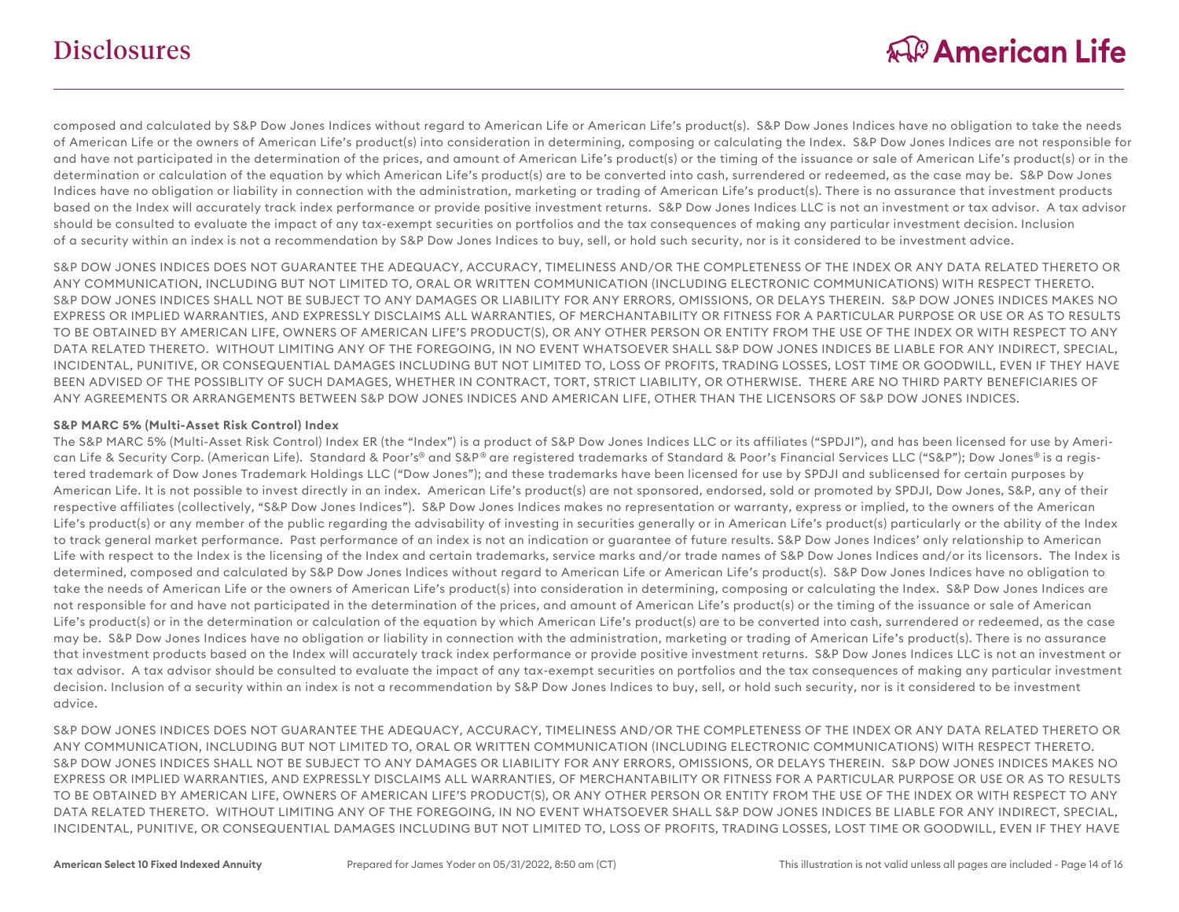composed and calculated by S&P Dow Jones Indices without regard to American Life or American Life's product(s). S&P Dow Jones Indices have no obligation to take the needs of American Life or the owners of American Life's product(s) into consideration in determining, composing or calculating the Index. S&P Dow Jones Indices are not responsible for and have not participated in the determination of the prices, and amount of American Life's product(s) or the timing of the issuance or sale of American Life's product(s) or in the determination or calculation of the equation by which American Life's product(s) are to be converted into cash, surrendered or redeemed, as the case may be. S&P Dow Jones Indices have no obligation or liability in connection with the administration, marketing or trading of American Life's product(s). There is no assurance that investment products based on the Index will accurately track index performance or provide positive investment returns. S&P Dow Jones Indices LLC is not an investment or tax advisor. A tax advisor should be consulted to evaluate the impact of any tax-exempt securities on portfolios and the tax consequences of making any particular investment decision. Inclusion of a security within an index is not a recommendation by S&P Dow Jones Indices to buy, sell, or hold such security, nor is it considered to be investment advice.

S&P DOW JONES INDICES DOES NOT GUARANTEE THE ADEQUACY, ACCURACY, TIMELINESS AND/OR THE COMPLETENESS OF THE INDEX OR ANY DATA RELATED THERETO OR ANY COMMUNICATION, INCLUDING BUT NOT LIMITED TO, ORAL OR WRITTEN COMMUNICATION (INCLUDING ELECTRONIC COMMUNICATIONS) WITH RESPECT THERETO. S&P DOW JONES INDICES SHALL NOT BE SUBJECT TO ANY DAMAGES OR LIABILITY FOR ANY ERRORS, OMISSIONS, OR DELAYS THEREIN. S&P DOW JONES INDICES MAKES NO EXPRESS OR IMPLIED WARRANTIES, AND EXPRESSLY DISCLAIMS ALL WARRANTIES, OF MERCHANTABILITY OR FITNESS FOR A PARTICULAR PURPOSE OR USE OR AS TO RESULTS TO BE OBTAINED BY AMERICAN LIFE, OWNERS OF AMERICAN LIFE'S PRODUCT(S), OR ANY OTHER PERSON OR ENTITY FROM THE USE OF THE INDEX OR WITH RESPECT TO ANY DATA RELATED THERETO. WITHOUT LIMITING ANY OF THE FOREGOING, IN NO EVENT WHATSOEVER SHALL S&P DOW JONES INDICES BE LIABLE FOR ANY INDIRECT, SPECIAL, INCIDENTAL, PUNITIVE, OR CONSEQUENTIAL DAMAGES INCLUDING BUT NOT LIMITED TO, LOSS OF PROFITS, TRADING LOSSES, LOST TIME OR GOODWILL, EVEN IF THEY HAVE BEEN ADVISED OF THE POSSIBLITY OF SUCH DAMAGES, WHETHER IN CONTRACT, TORT, STRICT LIABILITY, OR OTHERWISE. THERE ARE NO THIRD PARTY BENEFICIARIES OF ANY AGREEMENTS OR ARRANGEMENTS BETWEEN S&P DOW JONES INDICES AND AMERICAN LIFE, OTHER THAN THE LICENSORS OF S&P DOW JONES INDICES.

**S&P MARC 5% (Multi-Asset Risk Control) Index**

The S&P MARC 5% (Multi-Asset Risk Control) Index ER (the "Index") is a product of S&P Dow Jones Indices LLC or its affiliates ("SPDJI"), and has been licensed for use by American Life & Security Corp. (American Life). Standard & Poor's® and S&P® are registered trademarks of Standard & Poor's Financial Services LLC ("S&P"); Dow Jones® is a registered trademark of Dow Jones Trademark Holdings LLC ("Dow Jones"); and these trademarks have been licensed for use by SPDJI and sublicensed for certain purposes by American Life. It is not possible to invest directly in an index. American Life's product(s) are not sponsored, endorsed, sold or promoted by SPDJI, Dow Jones, S&P, any of their respective affiliates (collectively, "S&P Dow Jones Indices"). S&P Dow Jones Indices makes no representation or warranty, express or implied, to the owners of the American Life's product(s) or any member of the public regarding the advisability of investing in securities generally or in American Life's product(s) particularly or the ability of the Index to track general market performance. Past performance of an index is not an indication or guarantee of future results. S&P Dow Jones Indices' only relationship to American Life with respect to the Index is the licensing of the Index and certain trademarks, service marks and/or trade names of S&P Dow Jones Indices and/or its licensors. The Index is determined, composed and calculated by S&P Dow Jones Indices without regard to American Life or American Life's product(s). S&P Dow Jones Indices have no obligation to take the needs of American Life or the owners of American Life's product(s) into consideration in determining, composing or calculating the Index. S&P Dow Jones Indices are not responsible for and have not participated in the determination of the prices, and amount of American Life's product(s) or the timing of the issuance or sale of American Life's product(s) or in the determination or calculation of the equation by which American Life's product(s) are to be converted into cash, surrendered or redeemed, as the case may be. S&P Dow Jones Indices have no obligation or liability in connection with the administration, marketing or trading of American Life's product(s). There is no assurance that investment products based on the Index will accurately track index performance or provide positive investment returns. S&P Dow Jones Indices LLC is not an investment or tax advisor. A tax advisor should be consulted to evaluate the impact of any tax-exempt securities on portfolios and the tax consequences of making any particular investment decision. Inclusion of a security within an index is not a recommendation by S&P Dow Jones Indices to buy, sell, or hold such security, nor is it considered to be investment advice.

S&P DOW JONES INDICES DOES NOT GUARANTEE THE ADEQUACY, ACCURACY, TIMELINESS AND/OR THE COMPLETENESS OF THE INDEX OR ANY DATA RELATED THERETO OR ANY COMMUNICATION, INCLUDING BUT NOT LIMITED TO, ORAL OR WRITTEN COMMUNICATION (INCLUDING ELECTRONIC COMMUNICATIONS) WITH RESPECT THERETO. S&P DOW JONES INDICES SHALL NOT BE SUBJECT TO ANY DAMAGES OR LIABILITY FOR ANY ERRORS, OMISSIONS, OR DELAYS THEREIN. S&P DOW JONES INDICES MAKES NO EXPRESS OR IMPLIED WARRANTIES, AND EXPRESSLY DISCLAIMS ALL WARRANTIES, OF MERCHANTABILITY OR FITNESS FOR A PARTICULAR PURPOSE OR USE OR AS TO RESULTS TO BE OBTAINED BY AMERICAN LIFE, OWNERS OF AMERICAN LIFE'S PRODUCT(S), OR ANY OTHER PERSON OR ENTITY FROM THE USE OF THE INDEX OR WITH RESPECT TO ANY DATA RELATED THERETO. WITHOUT LIMITING ANY OF THE FOREGOING, IN NO EVENT WHATSOEVER SHALL S&P DOW JONES INDICES BE LIABLE FOR ANY INDIRECT, SPECIAL, INCIDENTAL, PUNITIVE, OR CONSEQUENTIAL DAMAGES INCLUDING BUT NOT LIMITED TO, LOSS OF PROFITS, TRADING LOSSES, LOST TIME OR GOODWILL, EVEN IF THEY HAVE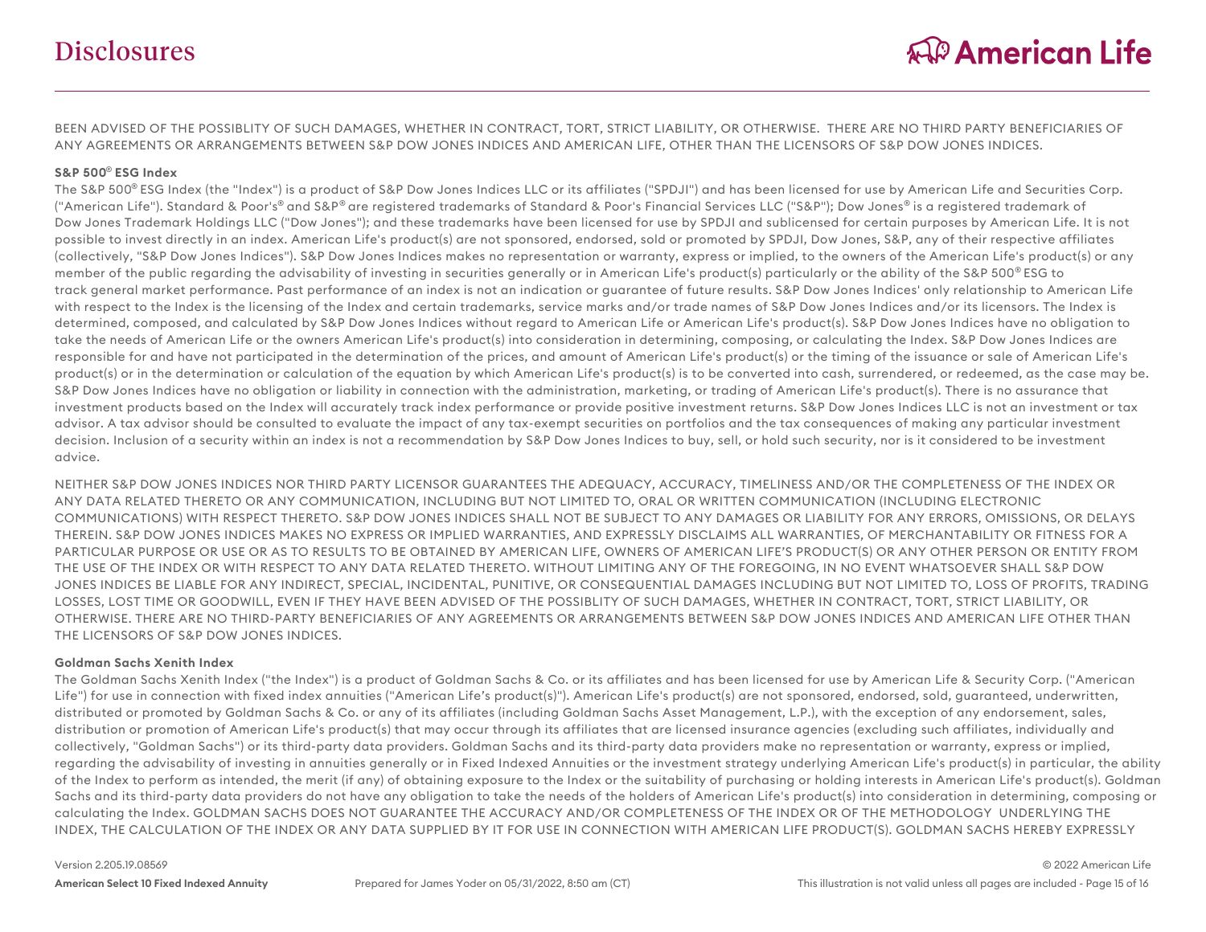BEEN ADVISED OF THE POSSIBLITY OF SUCH DAMAGES, WHETHER IN CONTRACT, TORT, STRICT LIABILITY, OR OTHERWISE. THERE ARE NO THIRD PARTY BENEFICIARIES OF ANY AGREEMENTS OR ARRANGEMENTS BETWEEN S&P DOW JONES INDICES AND AMERICAN LIFE, OTHER THAN THE LICENSORS OF S&P DOW JONES INDICES.

**S&P 500® ESG Index**

The S&P 500® ESG Index (the "Index") is a product of S&P Dow Jones Indices LLC or its affiliates ("SPDJI") and has been licensed for use by American Life and Securities Corp. ("American Life"). Standard & Poor's® and S&P® are registered trademarks of Standard & Poor's Financial Services LLC ("S&P"); Dow Jones® is a registered trademark of Dow Jones Trademark Holdings LLC ("Dow Jones"); and these trademarks have been licensed for use by SPDJI and sublicensed for certain purposes by American Life. It is not possible to invest directly in an index. American Life's product(s) are not sponsored, endorsed, sold or promoted by SPDJI, Dow Jones, S&P, any of their respective affiliates (collectively, "S&P Dow Jones Indices"). S&P Dow Jones Indices makes no representation or warranty, express or implied, to the owners of the American Life's product(s) or any member of the public regarding the advisability of investing in securities generally or in American Life's product(s) particularly or the ability of the S&P 500® ESG to track general market performance. Past performance of an index is not an indication or guarantee of future results. S&P Dow Jones Indices' only relationship to American Life with respect to the Index is the licensing of the Index and certain trademarks, service marks and/or trade names of S&P Dow Jones Indices and/or its licensors. The Index is determined, composed, and calculated by S&P Dow Jones Indices without regard to American Life or American Life's product(s). S&P Dow Jones Indices have no obligation to take the needs of American Life or the owners American Life's product(s) into consideration in determining, composing, or calculating the Index. S&P Dow Jones Indices are responsible for and have not participated in the determination of the prices, and amount of American Life's product(s) or the timing of the issuance or sale of American Life's product(s) or in the determination or calculation of the equation by which American Life's product(s) is to be converted into cash, surrendered, or redeemed, as the case may be. S&P Dow Jones Indices have no obligation or liability in connection with the administration, marketing, or trading of American Life's product(s). There is no assurance that investment products based on the Index will accurately track index performance or provide positive investment returns. S&P Dow Jones Indices LLC is not an investment or tax advisor. A tax advisor should be consulted to evaluate the impact of any tax-exempt securities on portfolios and the tax consequences of making any particular investment decision. Inclusion of a security within an index is not a recommendation by S&P Dow Jones Indices to buy, sell, or hold such security, nor is it considered to be investment advice.

NEITHER S&P DOW JONES INDICES NOR THIRD PARTY LICENSOR GUARANTEES THE ADEQUACY, ACCURACY, TIMELINESS AND/OR THE COMPLETENESS OF THE INDEX OR ANY DATA RELATED THERETO OR ANY COMMUNICATION, INCLUDING BUT NOT LIMITED TO, ORAL OR WRITTEN COMMUNICATION (INCLUDING ELECTRONIC COMMUNICATIONS) WITH RESPECT THERETO. S&P DOW JONES INDICES SHALL NOT BE SUBJECT TO ANY DAMAGES OR LIABILITY FOR ANY ERRORS, OMISSIONS, OR DELAYS THEREIN. S&P DOW JONES INDICES MAKES NO EXPRESS OR IMPLIED WARRANTIES, AND EXPRESSLY DISCLAIMS ALL WARRANTIES, OF MERCHANTABILITY OR FITNESS FOR A PARTICULAR PURPOSE OR USE OR AS TO RESULTS TO BE OBTAINED BY AMERICAN LIFE, OWNERS OF AMERICAN LIFE'S PRODUCT(S) OR ANY OTHER PERSON OR ENTITY FROM THE USE OF THE INDEX OR WITH RESPECT TO ANY DATA RELATED THERETO. WITHOUT LIMITING ANY OF THE FOREGOING, IN NO EVENT WHATSOEVER SHALL S&P DOW JONES INDICES BE LIABLE FOR ANY INDIRECT, SPECIAL, INCIDENTAL, PUNITIVE, OR CONSEQUENTIAL DAMAGES INCLUDING BUT NOT LIMITED TO, LOSS OF PROFITS, TRADING LOSSES, LOST TIME OR GOODWILL, EVEN IF THEY HAVE BEEN ADVISED OF THE POSSIBLITY OF SUCH DAMAGES, WHETHER IN CONTRACT, TORT, STRICT LIABILITY, OR OTHERWISE. THERE ARE NO THIRD-PARTY BENEFICIARIES OF ANY AGREEMENTS OR ARRANGEMENTS BETWEEN S&P DOW JONES INDICES AND AMERICAN LIFE OTHER THAN THE LICENSORS OF S&P DOW JONES INDICES.

**Goldman Sachs Xenith Index**

The Goldman Sachs Xenith Index ("the Index") is a product of Goldman Sachs & Co. or its affiliates and has been licensed for use by American Life & Security Corp. ("American Life") for use in connection with fixed index annuities ("American Life's product(s)"). American Life's product(s) are not sponsored, endorsed, sold, guaranteed, underwritten, distributed or promoted by Goldman Sachs & Co. or any of its affiliates (including Goldman Sachs Asset Management, L.P.), with the exception of any endorsement, sales, distribution or promotion of American Life's product(s) that may occur through its affiliates that are licensed insurance agencies (excluding such affiliates, individually and collectively, "Goldman Sachs") or its third-party data providers. Goldman Sachs and its third-party data providers make no representation or warranty, express or implied, regarding the advisability of investing in annuities generally or in Fixed Indexed Annuities or the investment strategy underlying American Life's product(s) in particular, the ability of the Index to perform as intended, the merit (if any) of obtaining exposure to the Index or the suitability of purchasing or holding interests in American Life's product(s). Goldman Sachs and its third-party data providers do not have any obligation to take the needs of the holders of American Life's product(s) into consideration in determining, composing or calculating the Index. GOLDMAN SACHS DOES NOT GUARANTEE THE ACCURACY AND/OR COMPLETENESS OF THE INDEX OR OF THE METHODOLOGY UNDERLYING THE INDEX, THE CALCULATION OF THE INDEX OR ANY DATA SUPPLIED BY IT FOR USE IN CONNECTION WITH AMERICAN LIFE PRODUCT(S). GOLDMAN SACHS HEREBY EXPRESSLY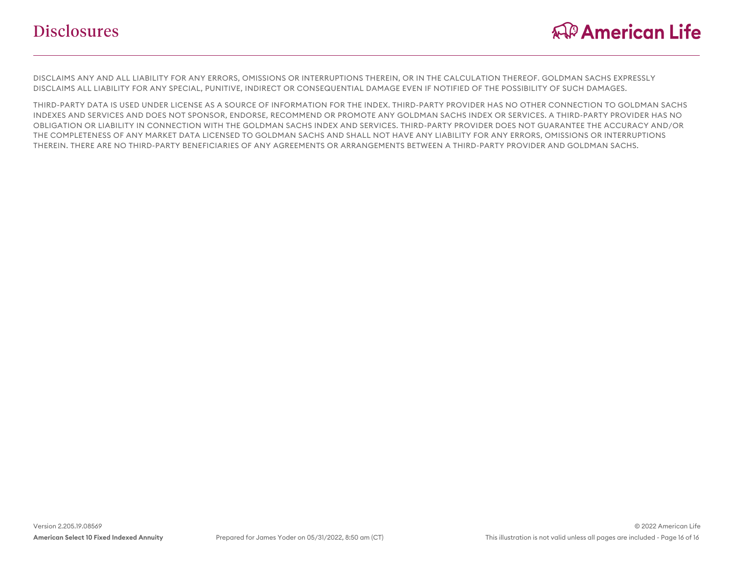# Disclosures

DISCLAIMS ANY AND ALL LIABILITY FOR ANY ERRORS, OMISSIONS OR INTERRUPTIONS THEREIN, OR IN THE CALCULATION THEREOF. GOLDMAN SACHS EXPRESSLY DISCLAIMS ALL LIABILITY FOR ANY SPECIAL, PUNITIVE, INDIRECT OR CONSEQUENTIAL DAMAGE EVEN IF NOTIFIED OF THE POSSIBILITY OF SUCH DAMAGES.

THIRD-PARTY DATA IS USED UNDER LICENSE AS A SOURCE OF INFORMATION FOR THE INDEX. THIRD-PARTY PROVIDER HAS NO OTHER CONNECTION TO GOLDMAN SACHS INDEXES AND SERVICES AND DOES NOT SPONSOR, ENDORSE, RECOMMEND OR PROMOTE ANY GOLDMAN SACHS INDEX OR SERVICES. A THIRD-PARTY PROVIDER HAS NO OBLIGATION OR LIABILITY IN CONNECTION WITH THE GOLDMAN SACHS INDEX AND SERVICES. THIRD-PARTY PROVIDER DOES NOT GUARANTEE THE ACCURACY AND/OR THE COMPLETENESS OF ANY MARKET DATA LICENSED TO GOLDMAN SACHS AND SHALL NOT HAVE ANY LIABILITY FOR ANY ERRORS, OMISSIONS OR INTERRUPTIONS THEREIN. THERE ARE NO THIRD-PARTY BENEFICIARIES OF ANY AGREEMENTS OR ARRANGEMENTS BETWEEN A THIRD-PARTY PROVIDER AND GOLDMAN SACHS.